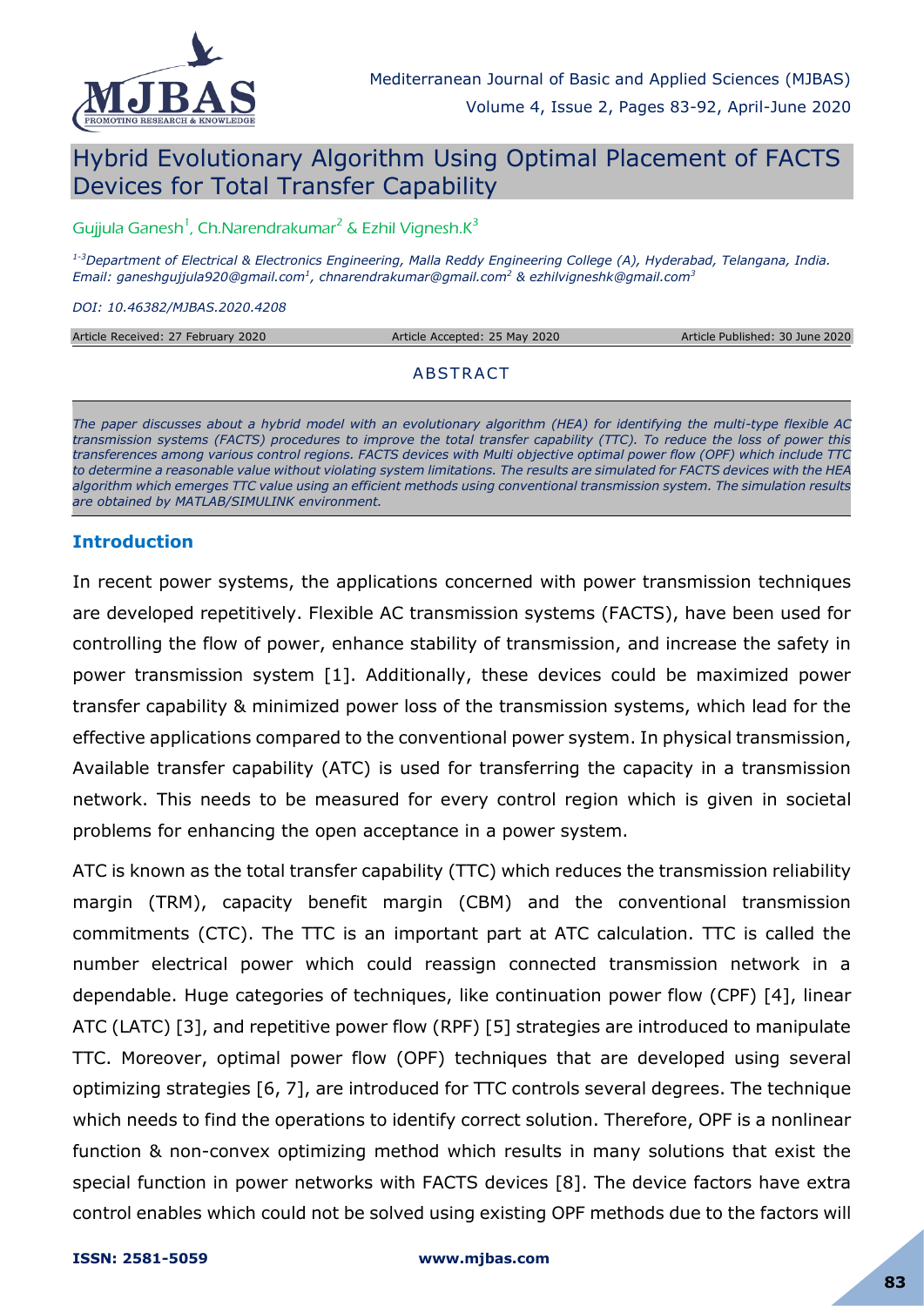# Hybrid Evolutionary Algorithm Using Optimal Placement of FACTS Devices for Total Transfer Capability

Gujjula Ganesh[1], Ch.Narendrakumar[2] & Ezhil Vignesh.K[3]

*[1-3]Department of Electrical & Electronics Engineering, Malla Reddy Engineering College (A), Hyderabad, Telangana, India. Email: ganeshgujjula920@gmail.com[1], chnarendrakumar@gmail.com[2] & ezhilvigneshk@gmail.com[3]*

*DOI: 10.46382/MJBAS.2020.4208*

Article Received: 27 February 2020 | Article Accepted: 25 May 2020 | Article Published: 30 June 2020

## ABSTRACT

*The paper discusses about a hybrid model with an evolutionary algorithm (HEA) for identifying the multi-type flexible AC transmission systems (FACTS) procedures to improve the total transfer capability (TTC). To reduce the loss of power this transferences among various control regions. FACTS devices with Multi objective optimal power flow (OPF) which include TTC to determine a reasonable value without violating system limitations. The results are simulated for FACTS devices with the HEA algorithm which emerges TTC value using an efficient methods using conventional transmission system. The simulation results are obtained by MATLAB/SIMULINK environment.*

## Introduction

In recent power systems, the applications concerned with power transmission techniques are developed repetitively. Flexible AC transmission systems (FACTS), have been used for controlling the flow of power, enhance stability of transmission, and increase the safety in power transmission system [1]. Additionally, these devices could be maximized power transfer capability & minimized power loss of the transmission systems, which lead for the effective applications compared to the conventional power system. In physical transmission, Available transfer capability (ATC) is used for transferring the capacity in a transmission network. This needs to be measured for every control region which is given in societal problems for enhancing the open acceptance in a power system.

ATC is known as the total transfer capability (TTC) which reduces the transmission reliability margin (TRM), capacity benefit margin (CBM) and the conventional transmission commitments (CTC). The TTC is an important part at ATC calculation. TTC is called the number electrical power which could reassign connected transmission network in a dependable. Huge categories of techniques, like continuation power flow (CPF) [4], linear ATC (LATC) [3], and repetitive power flow (RPF) [5] strategies are introduced to manipulate TTC. Moreover, optimal power flow (OPF) techniques that are developed using several optimizing strategies [6, 7], are introduced for TTC controls several degrees. The technique which needs to find the operations to identify correct solution. Therefore, OPF is a nonlinear function & non-convex optimizing method which results in many solutions that exist the special function in power networks with FACTS devices [8]. The device factors have extra control enables which could not be solved using existing OPF methods due to the factors will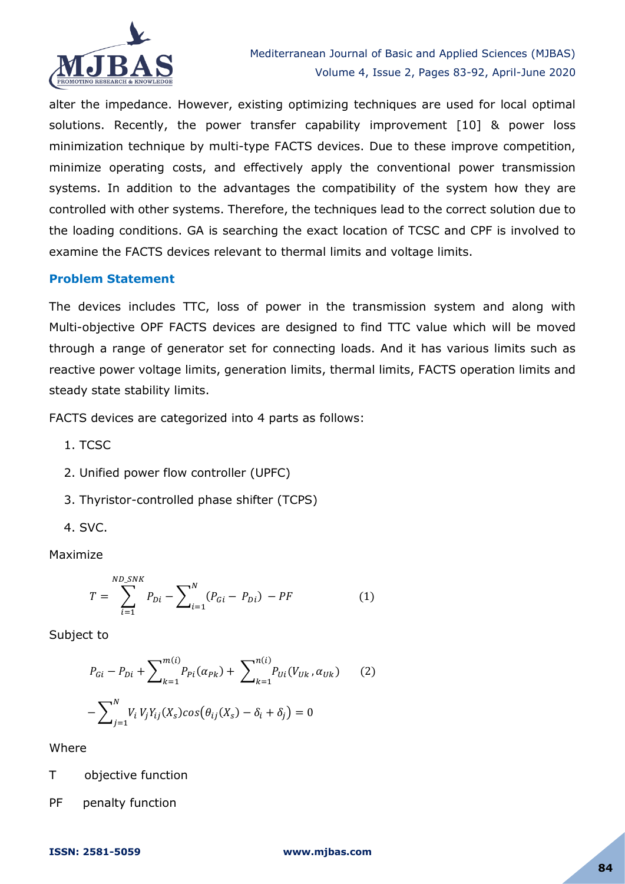alter the impedance. However, existing optimizing techniques are used for local optimal solutions. Recently, the power transfer capability improvement [10] & power loss minimization technique by multi-type FACTS devices. Due to these improve competition, minimize operating costs, and effectively apply the conventional power transmission systems. In addition to the advantages the compatibility of the system how they are controlled with other systems. Therefore, the techniques lead to the correct solution due to the loading conditions. GA is searching the exact location of TCSC and CPF is involved to examine the FACTS devices relevant to thermal limits and voltage limits.

### Problem Statement

The devices includes TTC, loss of power in the transmission system and along with Multi-objective OPF FACTS devices are designed to find TTC value which will be moved through a range of generator set for connecting loads. And it has various limits such as reactive power voltage limits, generation limits, thermal limits, FACTS operation limits and steady state stability limits.

FACTS devices are categorized into 4 parts as follows:

1. TCSC
2. Unified power flow controller (UPFC)
3. Thyristor-controlled phase shifter (TCPS)
4. SVC.

Maximize

$$T = \sum_{i=1}^{ND\_SNK} P_{Di} - \sum_{i=1}^{N} (P_{Gi} - P_{Di}) - PF \qquad (1)$$

Subject to

$$P_{Gi} - P_{Di} + \sum_{k=1}^{m(i)} P_{Pi}(\alpha_{Pk}) + \sum_{k=1}^{n(i)} P_{Ui}(V_{Uk}, \alpha_{Uk}) \qquad (2)$$

$$- \sum_{j=1}^{N} V_i V_j Y_{ij}(X_s) cos(\theta_{ij}(X_s) - \delta_i + \delta_j) = 0$$

Where

T objective function

PF penalty function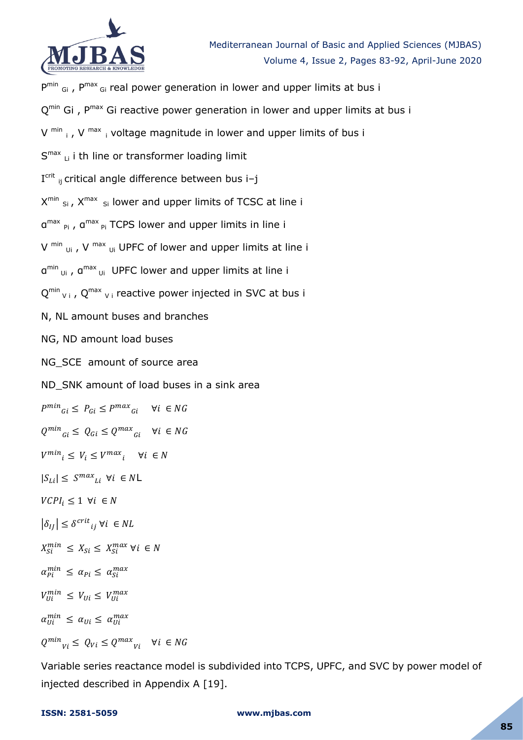$P^{min}_{Gi}$ , $P^{max}_{Gi}$ real power generation in lower and upper limits at bus i

$Q^{min}$ Gi , $P^{max}$ Gi reactive power generation in lower and upper limits at bus i

$V^{min}_{i}$ , $V^{max}_{i}$ voltage magnitude in lower and upper limits of bus i

$S^{max}_{Li}$ i th line or transformer loading limit

$I^{crit}_{ij}$ critical angle difference between bus i–j

$X^{min}_{Si}$ , $X^{max}_{Si}$ lower and upper limits of TCSC at line i

$\alpha^{max}_{Pi}$ , $\alpha^{max}_{Pi}$ TCPS lower and upper limits in line i

$V^{min}_{Ui}$ , $V^{max}_{Ui}$ UPFC of lower and upper limits at line i

$\alpha^{min}_{Ui}$ , $\alpha^{max}_{Ui}$ UPFC lower and upper limits at line i

$Q^{min}_{Vi}$ , $Q^{max}_{Vi}$ reactive power injected in SVC at bus i

N, NL amount buses and branches

NG, ND amount load buses

NG_SCE amount of source area

ND_SNK amount of load buses in a sink area

$$P^{min}{}_{Gi} \leq P_{Gi} \leq P^{max}{}_{Gi} \quad \forall i \in NG$$

$$Q^{min}{}_{Gi} \leq Q_{Gi} \leq Q^{max}{}_{Gi} \quad \forall i \in NG$$

$$V^{min}{}_{i} \leq V_{i} \leq V^{max}{}_{i} \quad \forall i \in N$$

$$|S_{Li}| \leq S^{max}{}_{Li} \ \forall i \in NL$$

$$VCPI_{i} \leq 1 \ \forall i \in N$$

$$|\delta_{IJ}| \leq \delta^{crit}{}_{ij} \ \forall i \in NL$$

$$X_{Si}^{min} \leq X_{Si} \leq X_{Si}^{max} \ \forall i \in N$$

$$\alpha_{Pi}^{min} \leq \alpha_{Pi} \leq \alpha_{Si}^{max}$$

$$V_{Ui}^{min} \leq V_{Ui} \leq V_{Ui}^{max}$$

$$\alpha_{Ui}^{min} \leq \alpha_{Ui} \leq \alpha_{Ui}^{max}$$

$$Q^{min}{}_{Vi} \leq Q_{Vi} \leq Q^{max}{}_{Vi} \quad \forall i \in NG$$

Variable series reactance model is subdivided into TCPS, UPFC, and SVC by power model of injected described in Appendix A [19].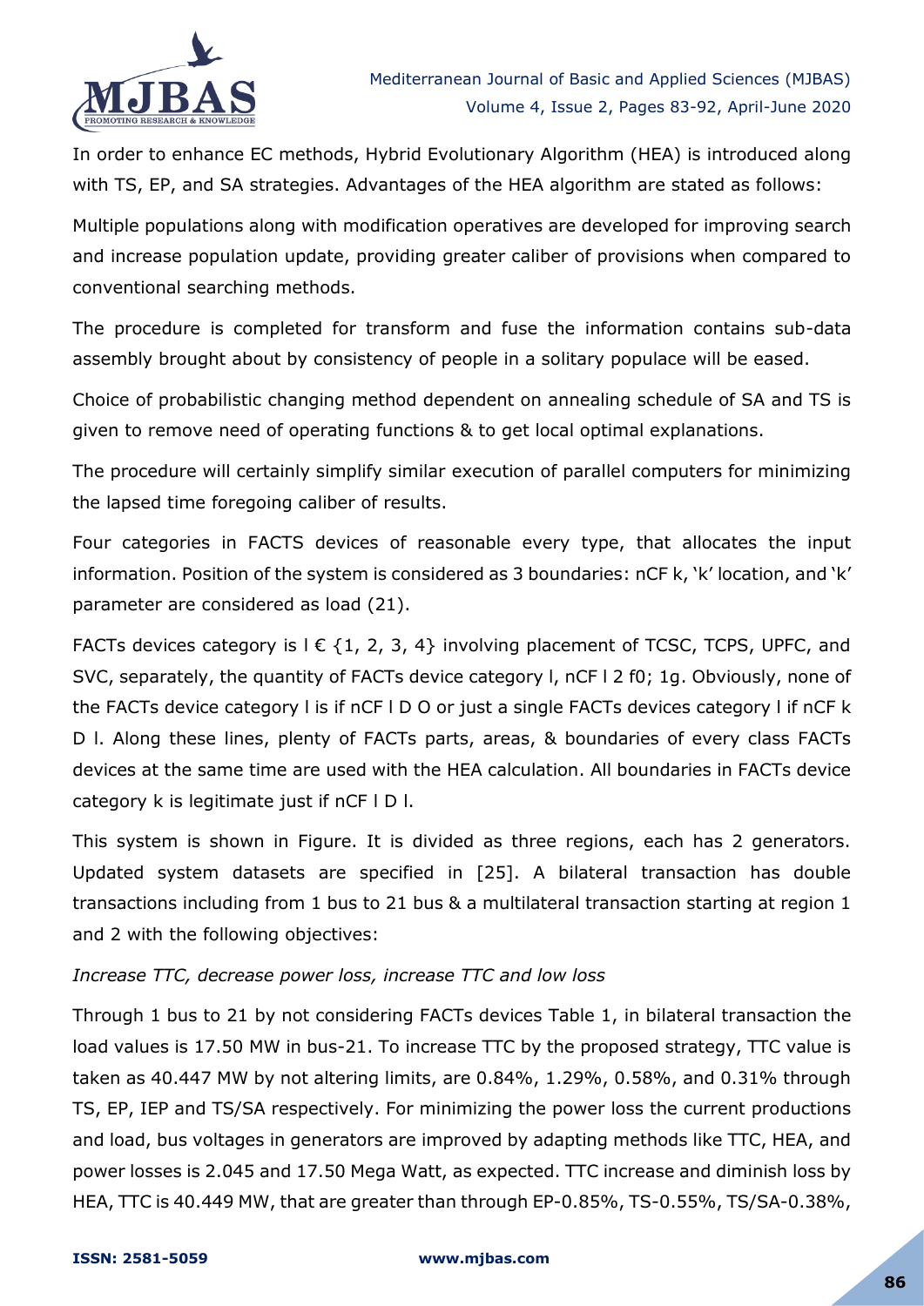In order to enhance EC methods, Hybrid Evolutionary Algorithm (HEA) is introduced along with TS, EP, and SA strategies. Advantages of the HEA algorithm are stated as follows:

Multiple populations along with modification operatives are developed for improving search and increase population update, providing greater caliber of provisions when compared to conventional searching methods.

The procedure is completed for transform and fuse the information contains sub-data assembly brought about by consistency of people in a solitary populace will be eased.

Choice of probabilistic changing method dependent on annealing schedule of SA and TS is given to remove need of operating functions & to get local optimal explanations.

The procedure will certainly simplify similar execution of parallel computers for minimizing the lapsed time foregoing caliber of results.

Four categories in FACTS devices of reasonable every type, that allocates the input information. Position of the system is considered as 3 boundaries: nCF k, 'k' location, and 'k' parameter are considered as load (21).

FACTs devices category is l € {1, 2, 3, 4} involving placement of TCSC, TCPS, UPFC, and SVC, separately, the quantity of FACTs device category l, nCF l 2 f0; 1g. Obviously, none of the FACTs device category l is if nCF l D O or just a single FACTs devices category l if nCF k D l. Along these lines, plenty of FACTs parts, areas, & boundaries of every class FACTs devices at the same time are used with the HEA calculation. All boundaries in FACTs device category k is legitimate just if nCF l D l.

This system is shown in Figure. It is divided as three regions, each has 2 generators. Updated system datasets are specified in [25]. A bilateral transaction has double transactions including from 1 bus to 21 bus & a multilateral transaction starting at region 1 and 2 with the following objectives:

*Increase TTC, decrease power loss, increase TTC and low loss*

Through 1 bus to 21 by not considering FACTs devices Table 1, in bilateral transaction the load values is 17.50 MW in bus-21. To increase TTC by the proposed strategy, TTC value is taken as 40.447 MW by not altering limits, are 0.84%, 1.29%, 0.58%, and 0.31% through TS, EP, IEP and TS/SA respectively. For minimizing the power loss the current productions and load, bus voltages in generators are improved by adapting methods like TTC, HEA, and power losses is 2.045 and 17.50 Mega Watt, as expected. TTC increase and diminish loss by HEA, TTC is 40.449 MW, that are greater than through EP-0.85%, TS-0.55%, TS/SA-0.38%,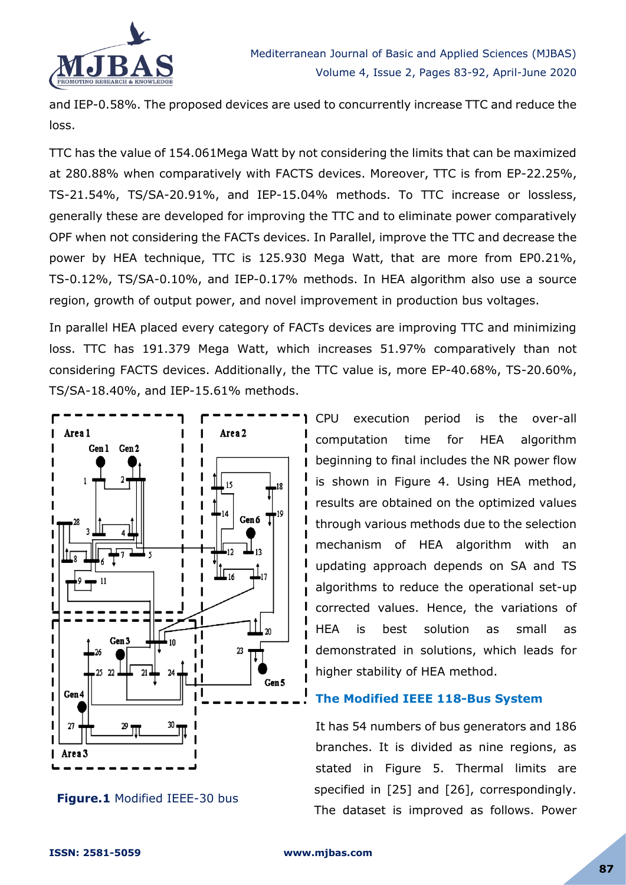and IEP-0.58%. The proposed devices are used to concurrently increase TTC and reduce the loss.

TTC has the value of 154.061Mega Watt by not considering the limits that can be maximized at 280.88% when comparatively with FACTS devices. Moreover, TTC is from EP-22.25%, TS-21.54%, TS/SA-20.91%, and IEP-15.04% methods. To TTC increase or lossless, generally these are developed for improving the TTC and to eliminate power comparatively OPF when not considering the FACTs devices. In Parallel, improve the TTC and decrease the power by HEA technique, TTC is 125.930 Mega Watt, that are more from EP0.21%, TS-0.12%, TS/SA-0.10%, and IEP-0.17% methods. In HEA algorithm also use a source region, growth of output power, and novel improvement in production bus voltages.

In parallel HEA placed every category of FACTs devices are improving TTC and minimizing loss. TTC has 191.379 Mega Watt, which increases 51.97% comparatively than not considering FACTS devices. Additionally, the TTC value is, more EP-40.68%, TS-20.60%, TS/SA-18.40%, and IEP-15.61% methods.

**Figure.1** Modified IEEE-30 bus

CPU execution period is the over-all computation time for HEA algorithm beginning to final includes the NR power flow is shown in Figure 4. Using HEA method, results are obtained on the optimized values through various methods due to the selection mechanism of HEA algorithm with an updating approach depends on SA and TS algorithms to reduce the operational set-up corrected values. Hence, the variations of HEA is best solution as small as demonstrated in solutions, which leads for higher stability of HEA method.

### The Modified IEEE 118-Bus System

It has 54 numbers of bus generators and 186 branches. It is divided as nine regions, as stated in Figure 5. Thermal limits are specified in [25] and [26], correspondingly. The dataset is improved as follows. Power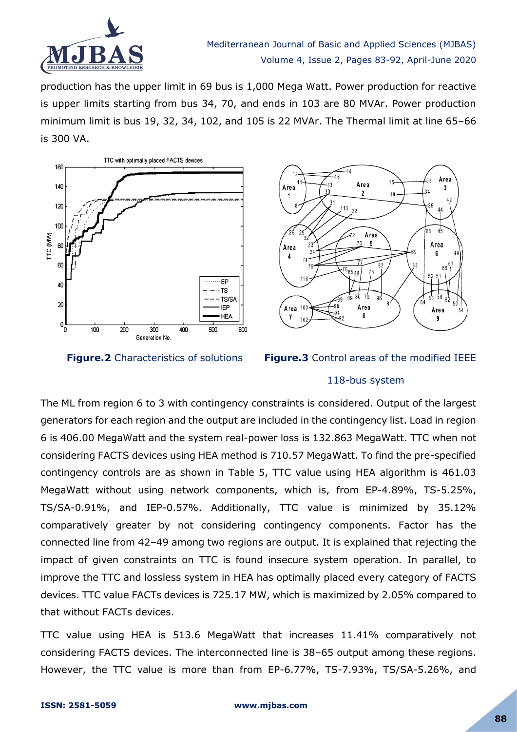production has the upper limit in 69 bus is 1,000 Mega Watt. Power production for reactive is upper limits starting from bus 34, 70, and ends in 103 are 80 MVAr. Power production minimum limit is bus 19, 32, 34, 102, and 105 is 22 MVAr. The Thermal limit at line 65–66 is 300 VA.

**Figure.2** Characteristics of solutions

**Figure.3** Control areas of the modified IEEE 118-bus system

The ML from region 6 to 3 with contingency constraints is considered. Output of the largest generators for each region and the output are included in the contingency list. Load in region 6 is 406.00 MegaWatt and the system real-power loss is 132.863 MegaWatt. TTC when not considering FACTS devices using HEA method is 710.57 MegaWatt. To find the pre-specified contingency controls are as shown in Table 5, TTC value using HEA algorithm is 461.03 MegaWatt without using network components, which is, from EP-4.89%, TS-5.25%, TS/SA-0.91%, and IEP-0.57%. Additionally, TTC value is minimized by 35.12% comparatively greater by not considering contingency components. Factor has the connected line from 42–49 among two regions are output. It is explained that rejecting the impact of given constraints on TTC is found insecure system operation. In parallel, to improve the TTC and lossless system in HEA has optimally placed every category of FACTS devices. TTC value FACTs devices is 725.17 MW, which is maximized by 2.05% compared to that without FACTs devices.

TTC value using HEA is 513.6 MegaWatt that increases 11.41% comparatively not considering FACTS devices. The interconnected line is 38–65 output among these regions. However, the TTC value is more than from EP-6.77%, TS-7.93%, TS/SA-5.26%, and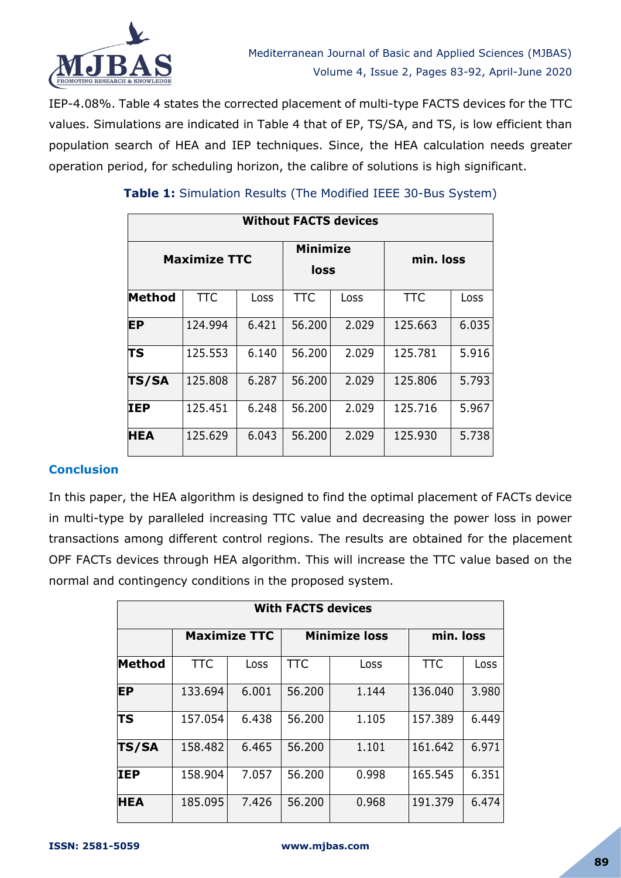IEP-4.08%. Table 4 states the corrected placement of multi-type FACTS devices for the TTC values. Simulations are indicated in Table 4 that of EP, TS/SA, and TS, is low efficient than population search of HEA and IEP techniques. Since, the HEA calculation needs greater operation period, for scheduling horizon, the calibre of solutions is high significant.

**Table 1:** Simulation Results (The Modified IEEE 30-Bus System)

| Without FACTS devices | | | | | | |
|---|---|---|---|---|---|---|
| Maximize TTC | | | Minimize loss | | min. loss | |
| **Method** | TTC | Loss | TTC | Loss | TTC | Loss |
| **EP** | 124.994 | 6.421 | 56.200 | 2.029 | 125.663 | 6.035 |
| **TS** | 125.553 | 6.140 | 56.200 | 2.029 | 125.781 | 5.916 |
| **TS/SA** | 125.808 | 6.287 | 56.200 | 2.029 | 125.806 | 5.793 |
| **IEP** | 125.451 | 6.248 | 56.200 | 2.029 | 125.716 | 5.967 |
| **HEA** | 125.629 | 6.043 | 56.200 | 2.029 | 125.930 | 5.738 |

## Conclusion

In this paper, the HEA algorithm is designed to find the optimal placement of FACTs device in multi-type by paralleled increasing TTC value and decreasing the power loss in power transactions among different control regions. The results are obtained for the placement OPF FACTs devices through HEA algorithm. This will increase the TTC value based on the normal and contingency conditions in the proposed system.

| With FACTS devices | | | | | | |
|---|---|---|---|---|---|---|
| | Maximize TTC | | Minimize loss | | min. loss | |
| **Method** | TTC | Loss | TTC | Loss | TTC | Loss |
| **EP** | 133.694 | 6.001 | 56.200 | 1.144 | 136.040 | 3.980 |
| **TS** | 157.054 | 6.438 | 56.200 | 1.105 | 157.389 | 6.449 |
| **TS/SA** | 158.482 | 6.465 | 56.200 | 1.101 | 161.642 | 6.971 |
| **IEP** | 158.904 | 7.057 | 56.200 | 0.998 | 165.545 | 6.351 |
| **HEA** | 185.095 | 7.426 | 56.200 | 0.968 | 191.379 | 6.474 |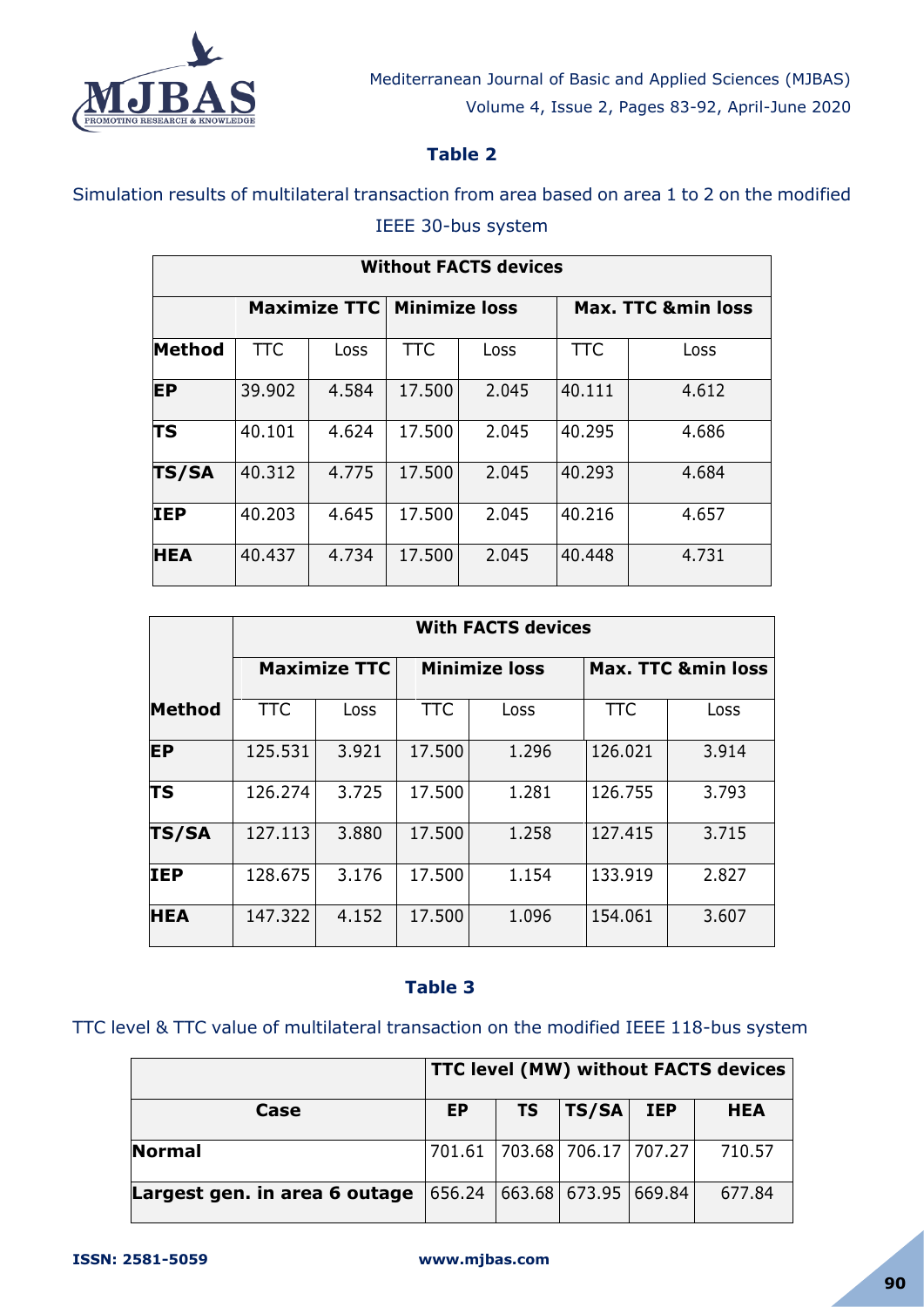**Table 2**

Simulation results of multilateral transaction from area based on area 1 to 2 on the modified IEEE 30-bus system

| Without FACTS devices | | | | | | |
|---|---|---|---|---|---|---|
| | **Maximize TTC** | | **Minimize loss** | | **Max. TTC &min loss** | |
| **Method** | TTC | Loss | TTC | Loss | TTC | Loss |
| **EP** | 39.902 | 4.584 | 17.500 | 2.045 | 40.111 | 4.612 |
| **TS** | 40.101 | 4.624 | 17.500 | 2.045 | 40.295 | 4.686 |
| **TS/SA** | 40.312 | 4.775 | 17.500 | 2.045 | 40.293 | 4.684 |
| **IEP** | 40.203 | 4.645 | 17.500 | 2.045 | 40.216 | 4.657 |
| **HEA** | 40.437 | 4.734 | 17.500 | 2.045 | 40.448 | 4.731 |

| | **With FACTS devices** | | | | | |
|---|---|---|---|---|---|---|
| | **Maximize TTC** | | **Minimize loss** | | **Max. TTC &min loss** | |
| **Method** | TTC | Loss | TTC | Loss | TTC | Loss |
| **EP** | 125.531 | 3.921 | 17.500 | 1.296 | 126.021 | 3.914 |
| **TS** | 126.274 | 3.725 | 17.500 | 1.281 | 126.755 | 3.793 |
| **TS/SA** | 127.113 | 3.880 | 17.500 | 1.258 | 127.415 | 3.715 |
| **IEP** | 128.675 | 3.176 | 17.500 | 1.154 | 133.919 | 2.827 |
| **HEA** | 147.322 | 4.152 | 17.500 | 1.096 | 154.061 | 3.607 |

**Table 3**

TTC level & TTC value of multilateral transaction on the modified IEEE 118-bus system

| | **TTC level (MW) without FACTS devices** | | | | |
|---|---|---|---|---|---|
| **Case** | **EP** | **TS** | **TS/SA** | **IEP** | **HEA** |
| **Normal** | 701.61 | 703.68 | 706.17 | 707.27 | 710.57 |
| **Largest gen. in area 6 outage** | 656.24 | 663.68 | 673.95 | 669.84 | 677.84 |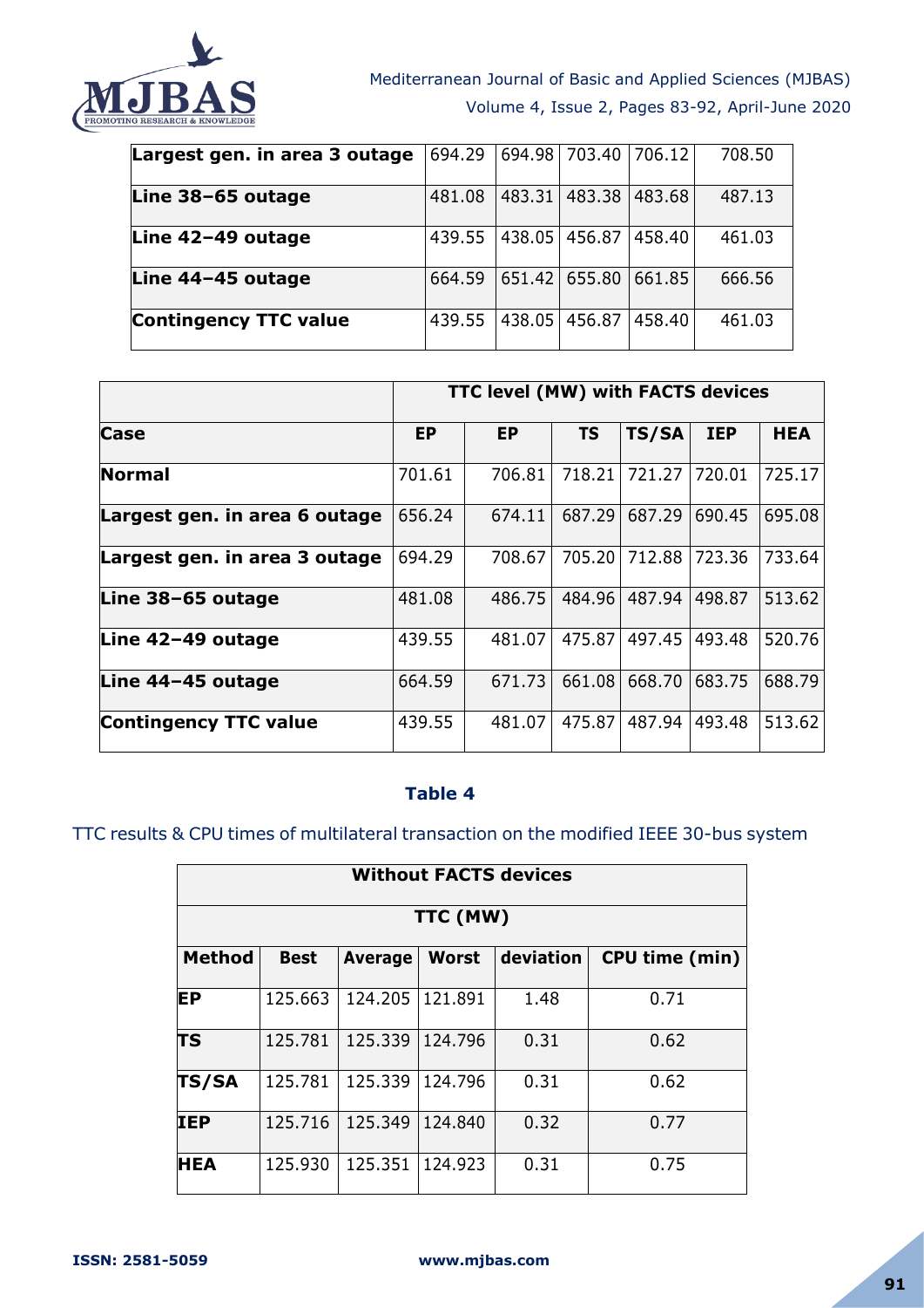| Largest gen. in area 3 outage | 694.29 | 694.98 | 703.40 | 706.12 | 708.50 |
|---|---|---|---|---|---|
| **Line 38–65 outage** | 481.08 | 483.31 | 483.38 | 483.68 | 487.13 |
| **Line 42–49 outage** | 439.55 | 438.05 | 456.87 | 458.40 | 461.03 |
| **Line 44–45 outage** | 664.59 | 651.42 | 655.80 | 661.85 | 666.56 |
| **Contingency TTC value** | 439.55 | 438.05 | 456.87 | 458.40 | 461.03 |

| | TTC level (MW) with FACTS devices | | | | | |
|---|---|---|---|---|---|---|
| **Case** | **EP** | **EP** | **TS** | **TS/SA** | **IEP** | **HEA** |
| **Normal** | 701.61 | 706.81 | 718.21 | 721.27 | 720.01 | 725.17 |
| **Largest gen. in area 6 outage** | 656.24 | 674.11 | 687.29 | 687.29 | 690.45 | 695.08 |
| **Largest gen. in area 3 outage** | 694.29 | 708.67 | 705.20 | 712.88 | 723.36 | 733.64 |
| **Line 38–65 outage** | 481.08 | 486.75 | 484.96 | 487.94 | 498.87 | 513.62 |
| **Line 42–49 outage** | 439.55 | 481.07 | 475.87 | 497.45 | 493.48 | 520.76 |
| **Line 44–45 outage** | 664.59 | 671.73 | 661.08 | 668.70 | 683.75 | 688.79 |
| **Contingency TTC value** | 439.55 | 481.07 | 475.87 | 487.94 | 493.48 | 513.62 |

### Table 4

TTC results & CPU times of multilateral transaction on the modified IEEE 30-bus system

| Without FACTS devices | | | | | |
|---|---|---|---|---|---|
| TTC (MW) | | | | | |
| **Method** | **Best** | **Average** | **Worst** | **deviation** | **CPU time (min)** |
| **EP** | 125.663 | 124.205 | 121.891 | 1.48 | 0.71 |
| **TS** | 125.781 | 125.339 | 124.796 | 0.31 | 0.62 |
| **TS/SA** | 125.781 | 125.339 | 124.796 | 0.31 | 0.62 |
| **IEP** | 125.716 | 125.349 | 124.840 | 0.32 | 0.77 |
| **HEA** | 125.930 | 125.351 | 124.923 | 0.31 | 0.75 |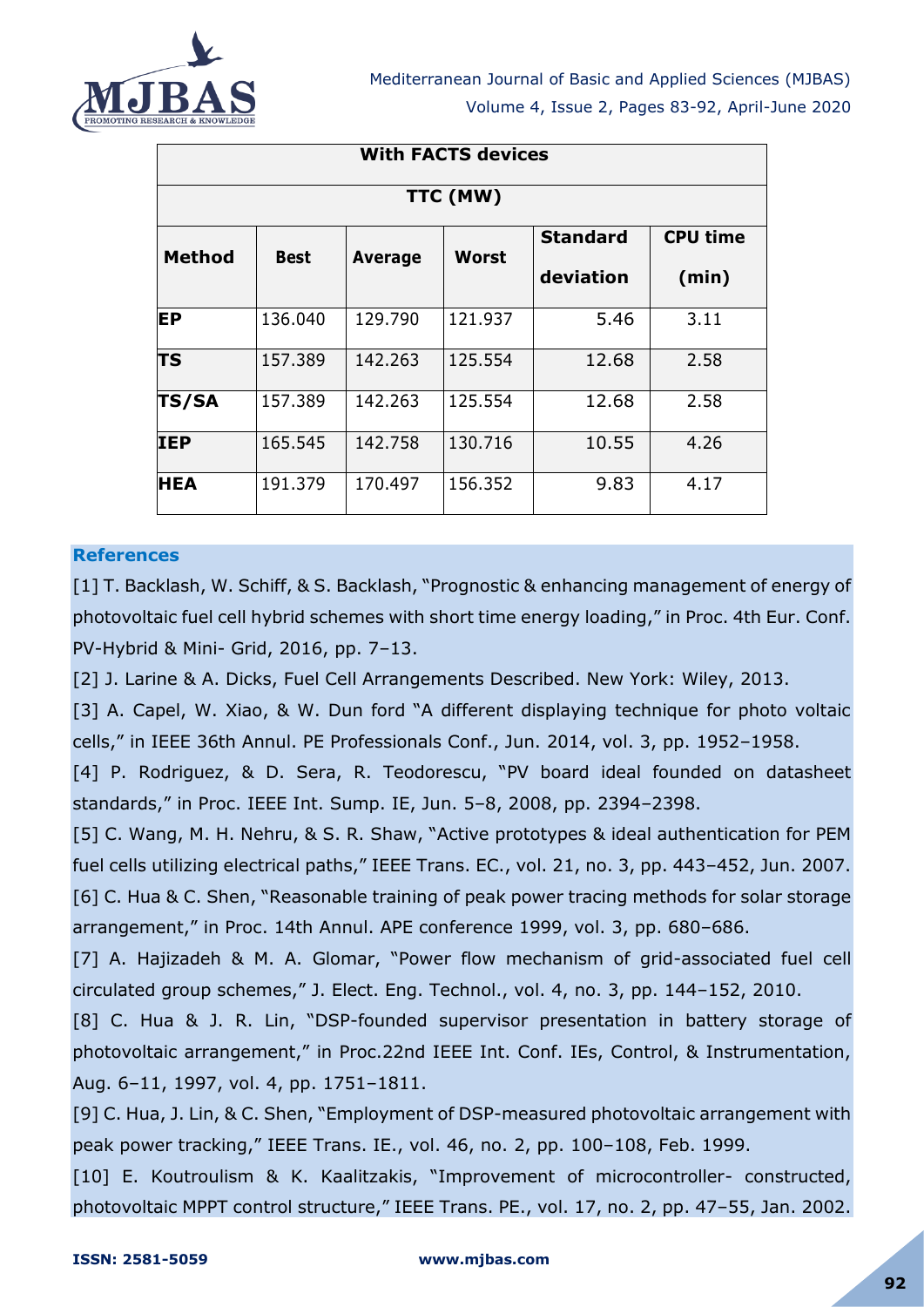| With FACTS devices | | | | | |
|---|---|---|---|---|---|
| TTC (MW) | | | | | |
| Method | Best | Average | Worst | Standard deviation | CPU time (min) |
| EP | 136.040 | 129.790 | 121.937 | 5.46 | 3.11 |
| TS | 157.389 | 142.263 | 125.554 | 12.68 | 2.58 |
| TS/SA | 157.389 | 142.263 | 125.554 | 12.68 | 2.58 |
| IEP | 165.545 | 142.758 | 130.716 | 10.55 | 4.26 |
| HEA | 191.379 | 170.497 | 156.352 | 9.83 | 4.17 |

## References

[1] T. Backlash, W. Schiff, & S. Backlash, "Prognostic & enhancing management of energy of photovoltaic fuel cell hybrid schemes with short time energy loading," in Proc. 4th Eur. Conf. PV-Hybrid & Mini- Grid, 2016, pp. 7–13.

[2] J. Larine & A. Dicks, Fuel Cell Arrangements Described. New York: Wiley, 2013.

[3] A. Capel, W. Xiao, & W. Dun ford "A different displaying technique for photo voltaic cells," in IEEE 36th Annul. PE Professionals Conf., Jun. 2014, vol. 3, pp. 1952–1958.

[4] P. Rodriguez, & D. Sera, R. Teodorescu, "PV board ideal founded on datasheet standards," in Proc. IEEE Int. Sump. IE, Jun. 5–8, 2008, pp. 2394–2398.

[5] C. Wang, M. H. Nehru, & S. R. Shaw, "Active prototypes & ideal authentication for PEM fuel cells utilizing electrical paths," IEEE Trans. EC., vol. 21, no. 3, pp. 443–452, Jun. 2007.

[6] C. Hua & C. Shen, "Reasonable training of peak power tracing methods for solar storage arrangement," in Proc. 14th Annul. APE conference 1999, vol. 3, pp. 680–686.

[7] A. Hajizadeh & M. A. Glomar, "Power flow mechanism of grid-associated fuel cell circulated group schemes," J. Elect. Eng. Technol., vol. 4, no. 3, pp. 144–152, 2010.

[8] C. Hua & J. R. Lin, "DSP-founded supervisor presentation in battery storage of photovoltaic arrangement," in Proc.22nd IEEE Int. Conf. IEs, Control, & Instrumentation, Aug. 6–11, 1997, vol. 4, pp. 1751–1811.

[9] C. Hua, J. Lin, & C. Shen, "Employment of DSP-measured photovoltaic arrangement with peak power tracking," IEEE Trans. IE., vol. 46, no. 2, pp. 100–108, Feb. 1999.

[10] E. Koutroulism & K. Kaalitzakis, "Improvement of microcontroller- constructed, photovoltaic MPPT control structure," IEEE Trans. PE., vol. 17, no. 2, pp. 47–55, Jan. 2002.